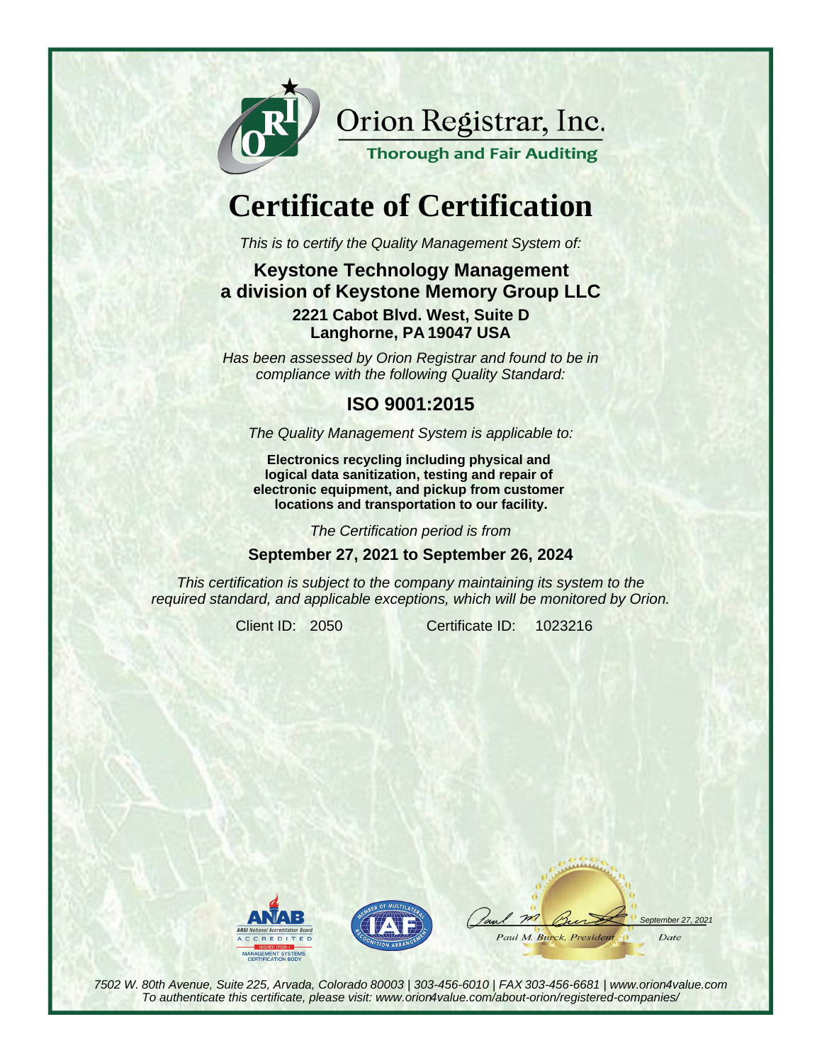Orion Registrar, Inc.

Thorough and Fair Auditing

# Certificate of Certification

*This is to certify the Quality Management System of:*

**Keystone Technology Management**
**a division of Keystone Memory Group LLC**

**2221 Cabot Blvd. West, Suite D**
**Langhorne, PA 19047 USA**

*Has been assessed by Orion Registrar and found to be in compliance with the following Quality Standard:*

## ISO 9001:2015

*The Quality Management System is applicable to:*

**Electronics recycling including physical and logical data sanitization, testing and repair of electronic equipment, and pickup from customer locations and transportation to our facility.**

*The Certification period is from*

**September 27, 2021 to September 26, 2024**

*This certification is subject to the company maintaining its system to the required standard, and applicable exceptions, which will be monitored by Orion.*

Client ID: 2050 Certificate ID: 1023216

ANAB ANSI National Accreditation Board ACCREDITED ISO/IEC 17021-1 MANAGEMENT SYSTEMS CERTIFICATION BODY

IAF MEMBER OF MULTILATERAL RECOGNITION ARRANGEMENT

Paul M. Burck, President — September 27, 2021 — Date

*7502 W. 80th Avenue, Suite 225, Arvada, Colorado 80003 | 303-456-6010 | FAX 303-456-6681 | www.orion4value.com*
*To authenticate this certificate, please visit: www.orion4value.com/about-orion/registered-companies/*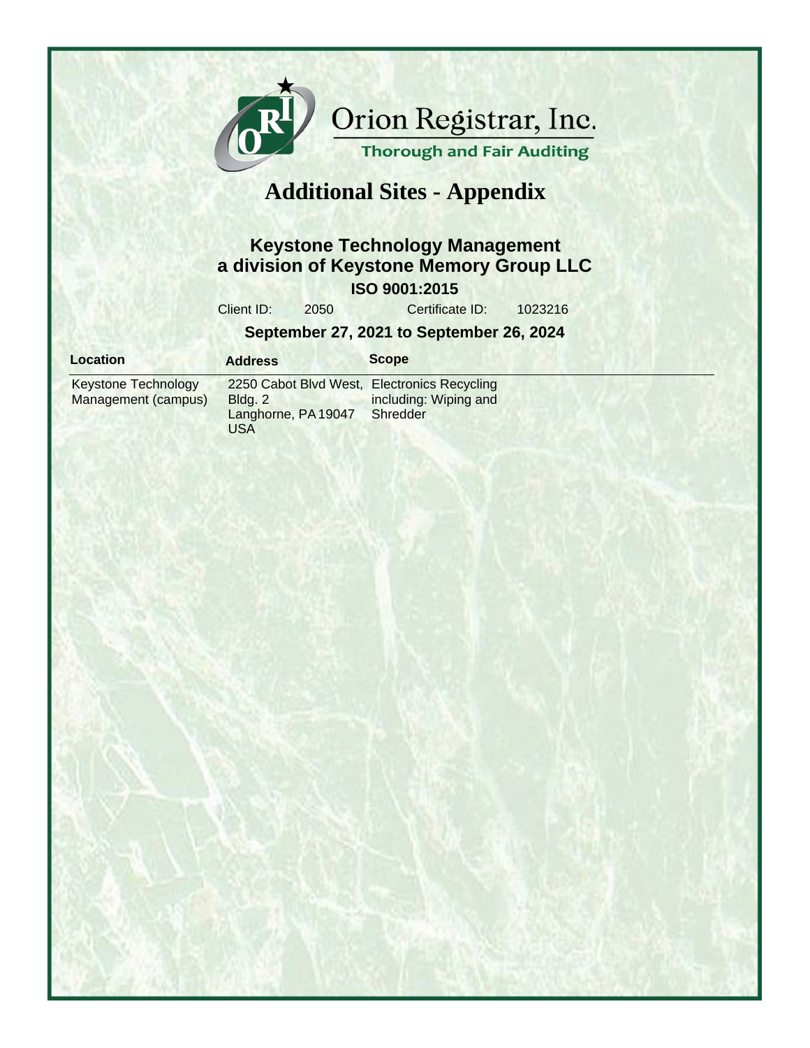Orion Registrar, Inc.

Thorough and Fair Auditing

# Additional Sites - Appendix

## Keystone Technology Management
## a division of Keystone Memory Group LLC

**ISO 9001:2015**

Client ID: 2050 Certificate ID: 1023216

**September 27, 2021 to September 26, 2024**

| Location | Address | Scope |
|---|---|---|
| Keystone Technology Management (campus) | 2250 Cabot Blvd West, Bldg. 2 Langhorne, PA 19047 USA | Electronics Recycling including: Wiping and Shredder |